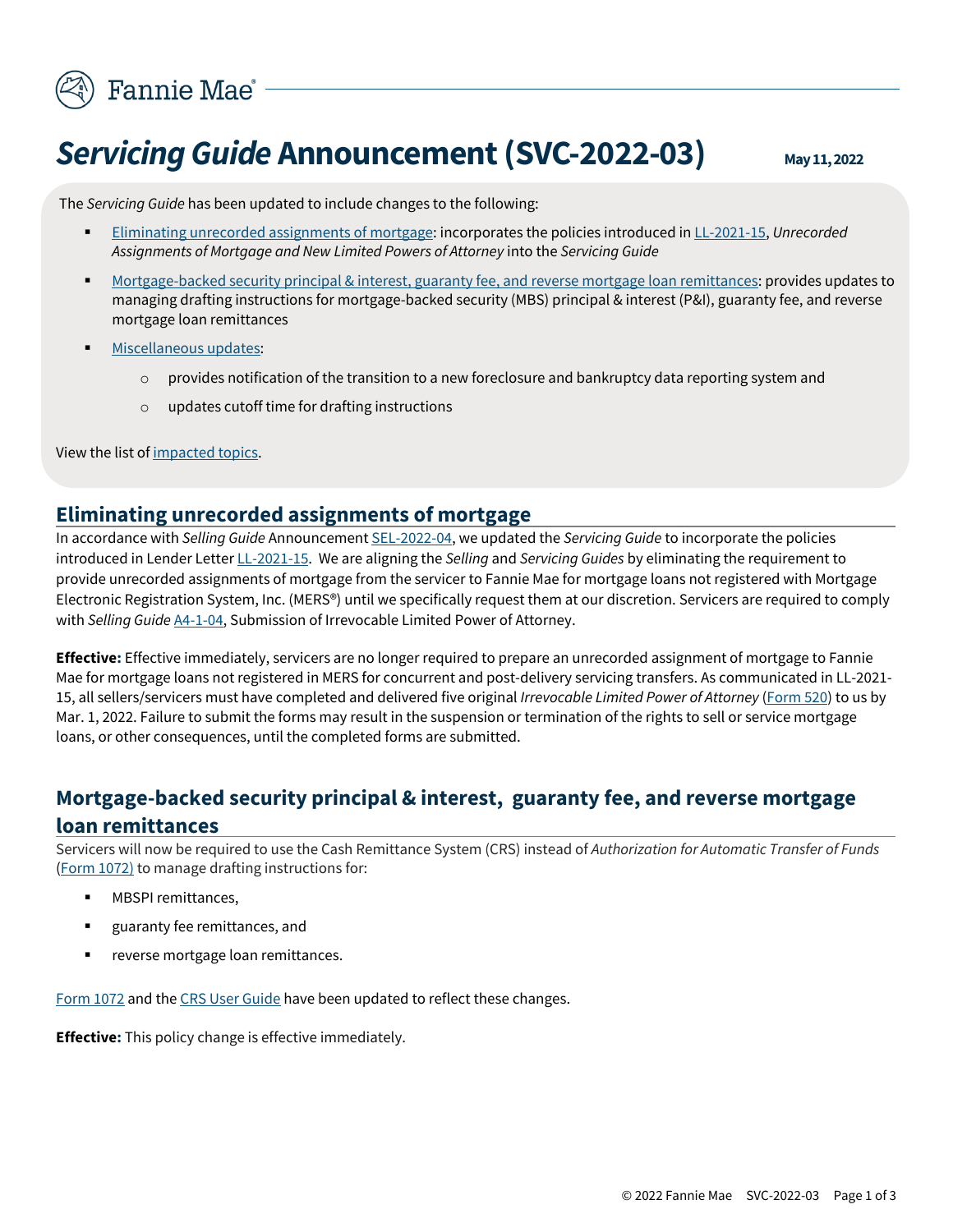Fannie Mae

# *Servicing Guide* Announcement (SVC-2022-03)

**May 11, 2022**

The *Servicing Guide* has been updated to include changes to the following:

- Eliminating unrecorded assignments of mortgage: incorporates the policies introduced in LL-2021-15, *Unrecorded Assignments of Mortgage and New Limited Powers of Attorney* into the *Servicing Guide*
- Mortgage-backed security principal & interest, guaranty fee, and reverse mortgage loan remittances: provides updates to managing drafting instructions for mortgage-backed security (MBS) principal & interest (P&I), guaranty fee, and reverse mortgage loan remittances
- Miscellaneous updates:
  - provides notification of the transition to a new foreclosure and bankruptcy data reporting system and
  - updates cutoff time for drafting instructions

View the list of impacted topics.

## Eliminating unrecorded assignments of mortgage

In accordance with *Selling Guide* Announcement SEL-2022-04, we updated the *Servicing Guide* to incorporate the policies introduced in Lender Letter LL-2021-15. We are aligning the *Selling* and *Servicing Guides* by eliminating the requirement to provide unrecorded assignments of mortgage from the servicer to Fannie Mae for mortgage loans not registered with Mortgage Electronic Registration System, Inc. (MERS®) until we specifically request them at our discretion. Servicers are required to comply with *Selling Guide* A4-1-04, Submission of Irrevocable Limited Power of Attorney.

**Effective:** Effective immediately, servicers are no longer required to prepare an unrecorded assignment of mortgage to Fannie Mae for mortgage loans not registered in MERS for concurrent and post-delivery servicing transfers. As communicated in LL-2021-15, all sellers/servicers must have completed and delivered five original *Irrevocable Limited Power of Attorney* (Form 520) to us by Mar. 1, 2022. Failure to submit the forms may result in the suspension or termination of the rights to sell or service mortgage loans, or other consequences, until the completed forms are submitted.

## Mortgage-backed security principal & interest, guaranty fee, and reverse mortgage loan remittances

Servicers will now be required to use the Cash Remittance System (CRS) instead of *Authorization for Automatic Transfer of Funds* (Form 1072) to manage drafting instructions for:

- MBSPI remittances,
- guaranty fee remittances, and
- reverse mortgage loan remittances.

Form 1072 and the CRS User Guide have been updated to reflect these changes.

**Effective:** This policy change is effective immediately.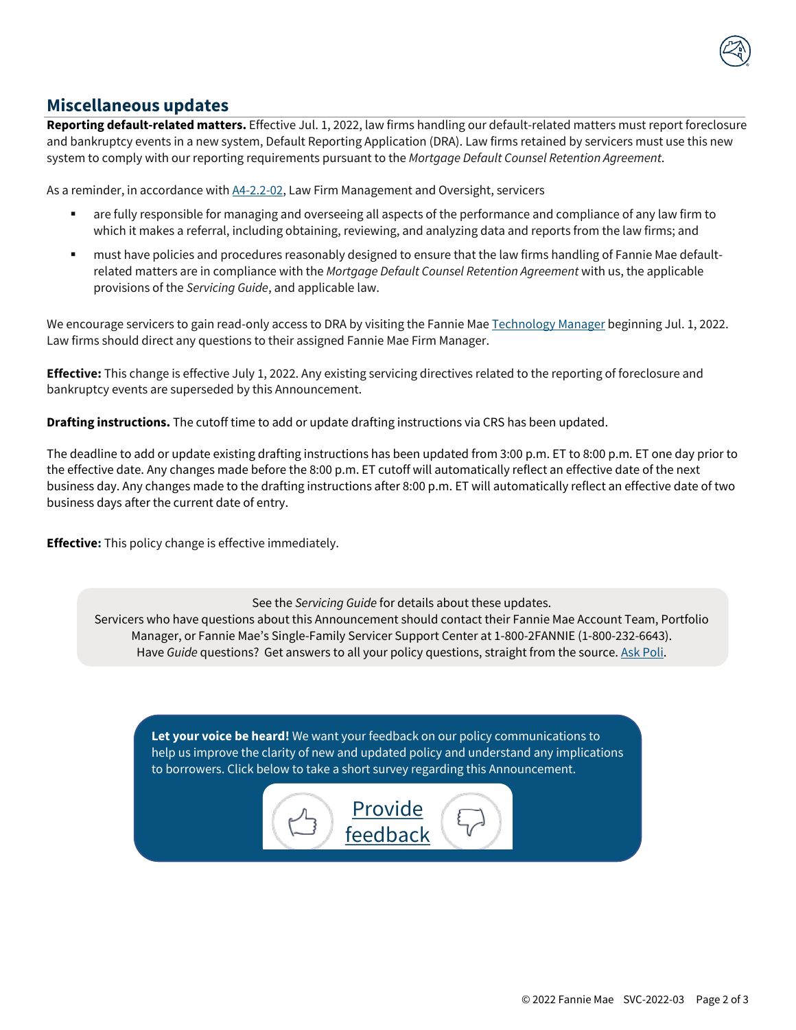## Miscellaneous updates

**Reporting default-related matters.** Effective Jul. 1, 2022, law firms handling our default-related matters must report foreclosure and bankruptcy events in a new system, Default Reporting Application (DRA). Law firms retained by servicers must use this new system to comply with our reporting requirements pursuant to the *Mortgage Default Counsel Retention Agreement*.

As a reminder, in accordance with [A4-2.2-02](), Law Firm Management and Oversight, servicers

- are fully responsible for managing and overseeing all aspects of the performance and compliance of any law firm to which it makes a referral, including obtaining, reviewing, and analyzing data and reports from the law firms; and
- must have policies and procedures reasonably designed to ensure that the law firms handling of Fannie Mae default-related matters are in compliance with the *Mortgage Default Counsel Retention Agreement* with us, the applicable provisions of the *Servicing Guide*, and applicable law.

We encourage servicers to gain read-only access to DRA by visiting the Fannie Mae [Technology Manager]() beginning Jul. 1, 2022. Law firms should direct any questions to their assigned Fannie Mae Firm Manager.

**Effective:** This change is effective July 1, 2022. Any existing servicing directives related to the reporting of foreclosure and bankruptcy events are superseded by this Announcement.

**Drafting instructions.** The cutoff time to add or update drafting instructions via CRS has been updated.

The deadline to add or update existing drafting instructions has been updated from 3:00 p.m. ET to 8:00 p.m. ET one day prior to the effective date. Any changes made before the 8:00 p.m. ET cutoff will automatically reflect an effective date of the next business day. Any changes made to the drafting instructions after 8:00 p.m. ET will automatically reflect an effective date of two business days after the current date of entry.

**Effective:** This policy change is effective immediately.

See the *Servicing Guide* for details about these updates.
Servicers who have questions about this Announcement should contact their Fannie Mae Account Team, Portfolio Manager, or Fannie Mae's Single-Family Servicer Support Center at 1-800-2FANNIE (1-800-232-6643).
Have *Guide* questions? Get answers to all your policy questions, straight from the source. [Ask Poli]().

**Let your voice be heard!** We want your feedback on our policy communications to help us improve the clarity of new and updated policy and understand any implications to borrowers. Click below to take a short survey regarding this Announcement.

[Provide feedback]()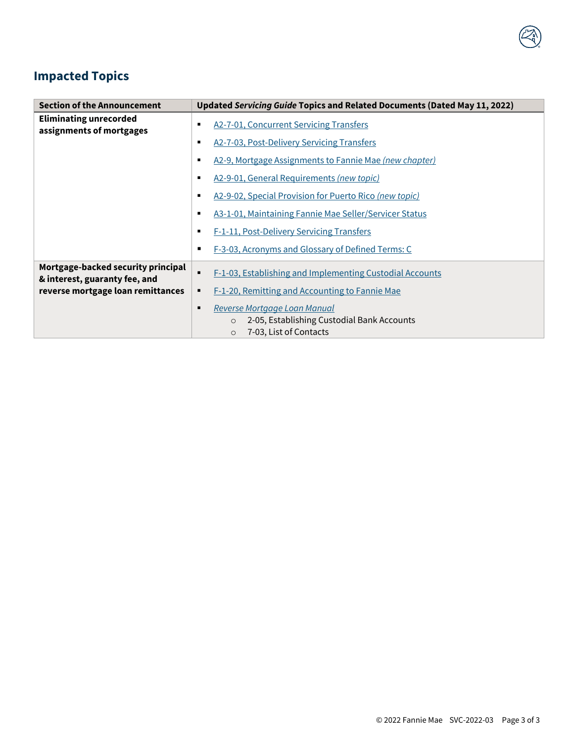## Impacted Topics

| Section of the Announcement | Updated *Servicing Guide* Topics and Related Documents (Dated May 11, 2022) |
|---|---|
| **Eliminating unrecorded assignments of mortgages** | ▪ A2-7-01, Concurrent Servicing Transfers<br>▪ A2-7-03, Post-Delivery Servicing Transfers<br>▪ A2-9, Mortgage Assignments to Fannie Mae *(new chapter)*<br>▪ A2-9-01, General Requirements *(new topic)*<br>▪ A2-9-02, Special Provision for Puerto Rico *(new topic)*<br>▪ A3-1-01, Maintaining Fannie Mae Seller/Servicer Status<br>▪ F-1-11, Post-Delivery Servicing Transfers<br>▪ F-3-03, Acronyms and Glossary of Defined Terms: C |
| **Mortgage-backed security principal & interest, guaranty fee, and reverse mortgage loan remittances** | ▪ F-1-03, Establishing and Implementing Custodial Accounts<br>▪ F-1-20, Remitting and Accounting to Fannie Mae<br>▪ *Reverse Mortgage Loan Manual*<br>&nbsp;&nbsp;&nbsp;&nbsp;○ 2-05, Establishing Custodial Bank Accounts<br>&nbsp;&nbsp;&nbsp;&nbsp;○ 7-03, List of Contacts |